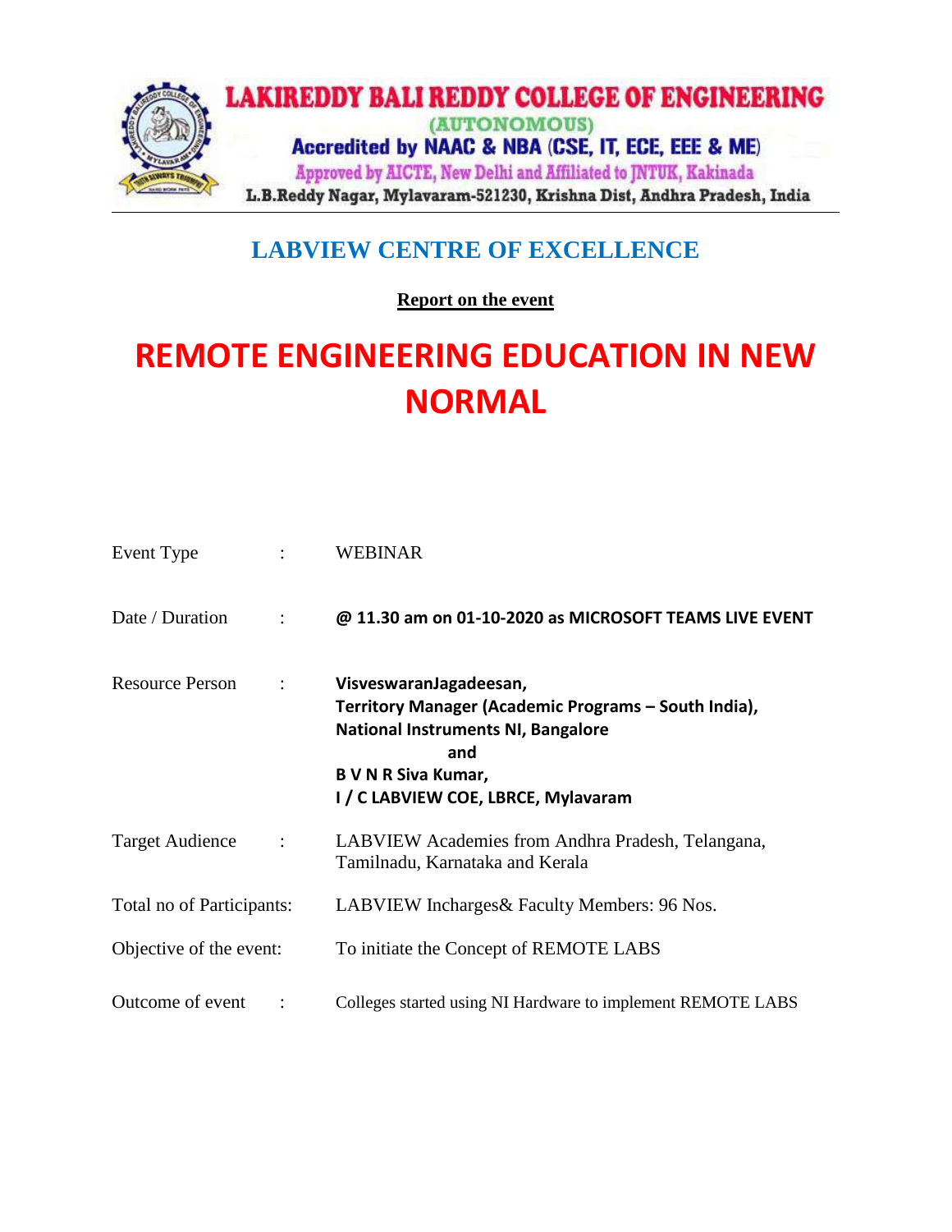# LAKIREDDY BALI REDDY COLLEGE OF ENGINEERING

(AUTONOMOUS)

Accredited by NAAC & NBA (CSE, IT, ECE, EEE & ME)

Approved by AICTE, New Delhi and Affiliated to JNTUK, Kakinada

L.B.Reddy Nagar, Mylavaram-521230, Krishna Dist, Andhra Pradesh, India

## LABVIEW CENTRE OF EXCELLENCE

**Report on the event**

# REMOTE ENGINEERING EDUCATION IN NEW NORMAL

| | | |
|---|---|---|
| Event Type | : | WEBINAR |
| Date / Duration | : | **@ 11.30 am on 01-10-2020 as MICROSOFT TEAMS LIVE EVENT** |
| Resource Person | : | **VisveswaranJagadeesan, Territory Manager (Academic Programs – South India), National Instruments NI, Bangalore** <br> **and** <br> **B V N R Siva Kumar, I / C LABVIEW COE, LBRCE, Mylavaram** |
| Target Audience | : | LABVIEW Academies from Andhra Pradesh, Telangana, Tamilnadu, Karnataka and Kerala |
| Total no of Participants: | | LABVIEW Incharges& Faculty Members: 96 Nos. |
| Objective of the event: | | To initiate the Concept of REMOTE LABS |
| Outcome of event | : | Colleges started using NI Hardware to implement REMOTE LABS |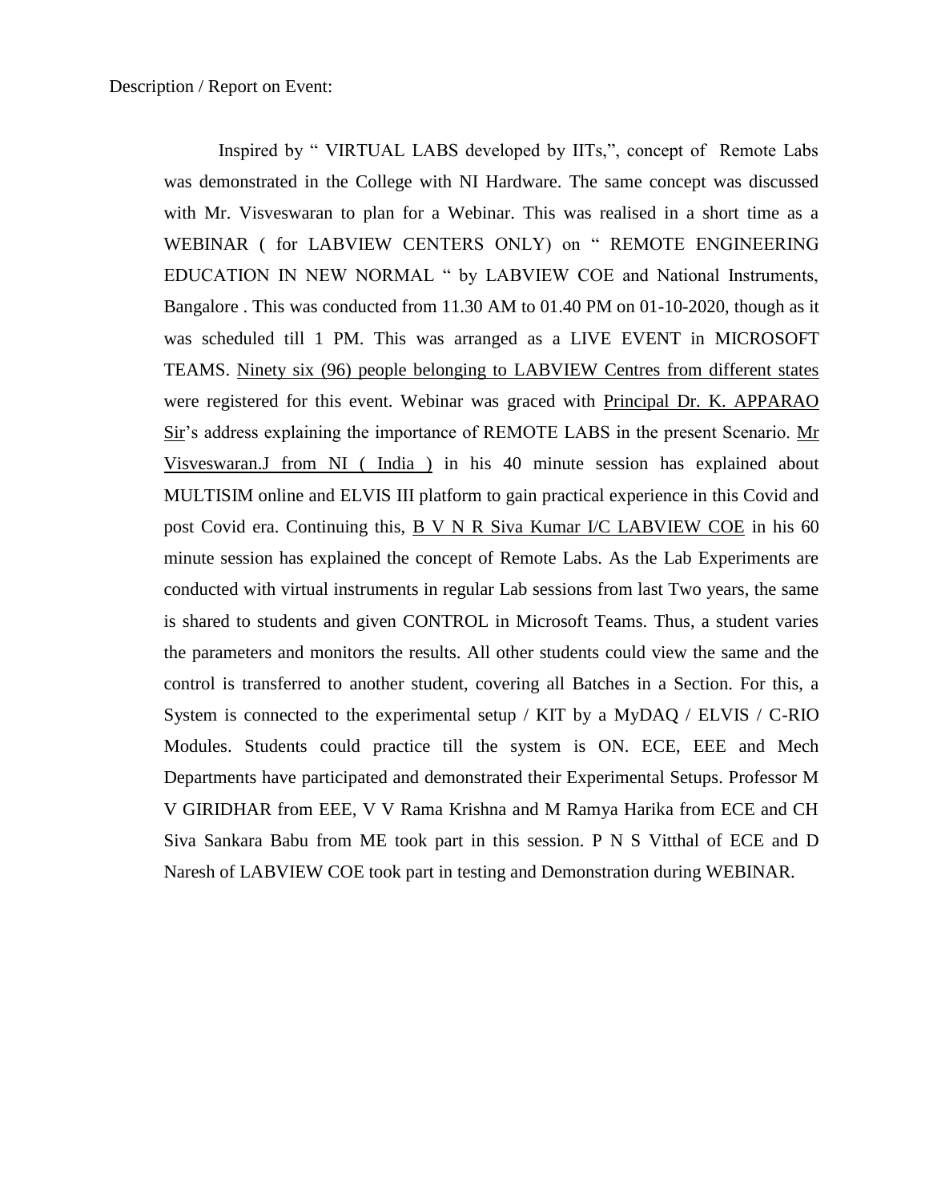Description / Report on Event:

Inspired by " VIRTUAL LABS developed by IITs,", concept of Remote Labs was demonstrated in the College with NI Hardware. The same concept was discussed with Mr. Visveswaran to plan for a Webinar. This was realised in a short time as a WEBINAR ( for LABVIEW CENTERS ONLY) on " REMOTE ENGINEERING EDUCATION IN NEW NORMAL " by LABVIEW COE and National Instruments, Bangalore . This was conducted from 11.30 AM to 01.40 PM on 01-10-2020, though as it was scheduled till 1 PM. This was arranged as a LIVE EVENT in MICROSOFT TEAMS. <u>Ninety six (96) people belonging to LABVIEW Centres from different states</u> were registered for this event. Webinar was graced with <u>Principal Dr. K. APPARAO Sir</u>'s address explaining the importance of REMOTE LABS in the present Scenario. <u>Mr Visveswaran.J from NI ( India )</u> in his 40 minute session has explained about MULTISIM online and ELVIS III platform to gain practical experience in this Covid and post Covid era. Continuing this, <u>B V N R Siva Kumar I/C LABVIEW COE</u> in his 60 minute session has explained the concept of Remote Labs. As the Lab Experiments are conducted with virtual instruments in regular Lab sessions from last Two years, the same is shared to students and given CONTROL in Microsoft Teams. Thus, a student varies the parameters and monitors the results. All other students could view the same and the control is transferred to another student, covering all Batches in a Section. For this, a System is connected to the experimental setup / KIT by a MyDAQ / ELVIS / C-RIO Modules. Students could practice till the system is ON. ECE, EEE and Mech Departments have participated and demonstrated their Experimental Setups. Professor M V GIRIDHAR from EEE, V V Rama Krishna and M Ramya Harika from ECE and CH Siva Sankara Babu from ME took part in this session. P N S Vitthal of ECE and D Naresh of LABVIEW COE took part in testing and Demonstration during WEBINAR.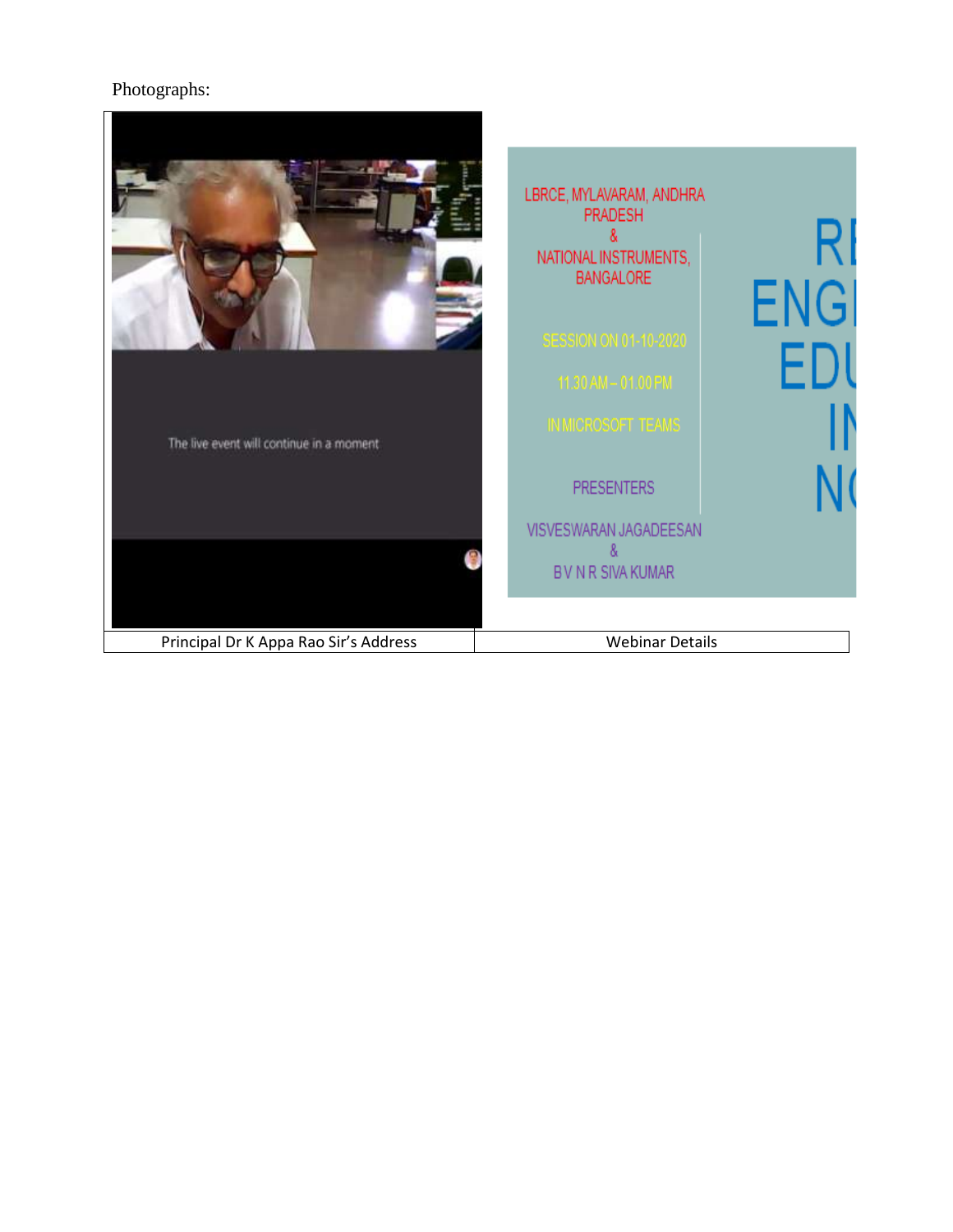Photographs:

| Principal Dr K Appa Rao Sir's Address | Webinar Details |
| --- | --- |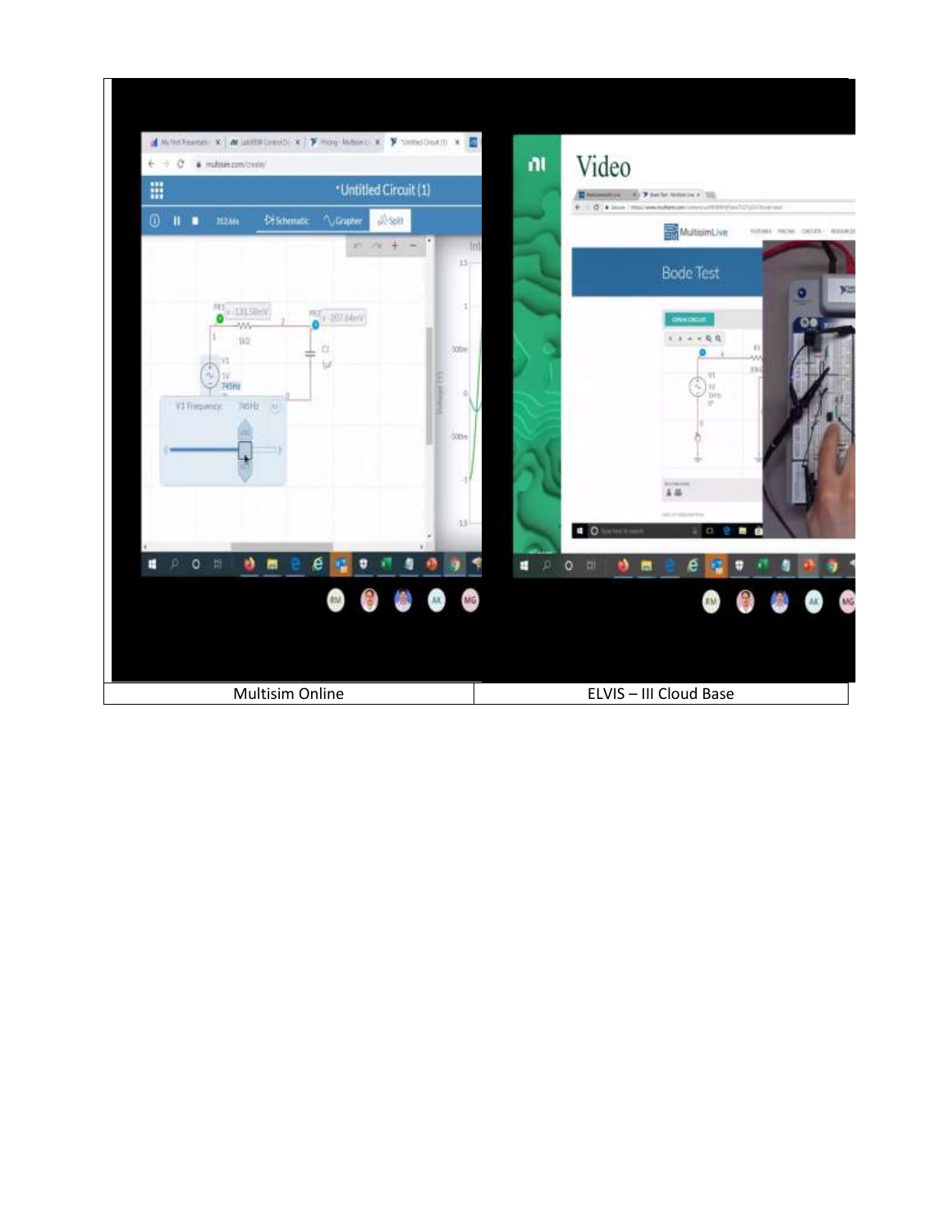| Multisim Online | ELVIS – III Cloud Base |
| --- | --- |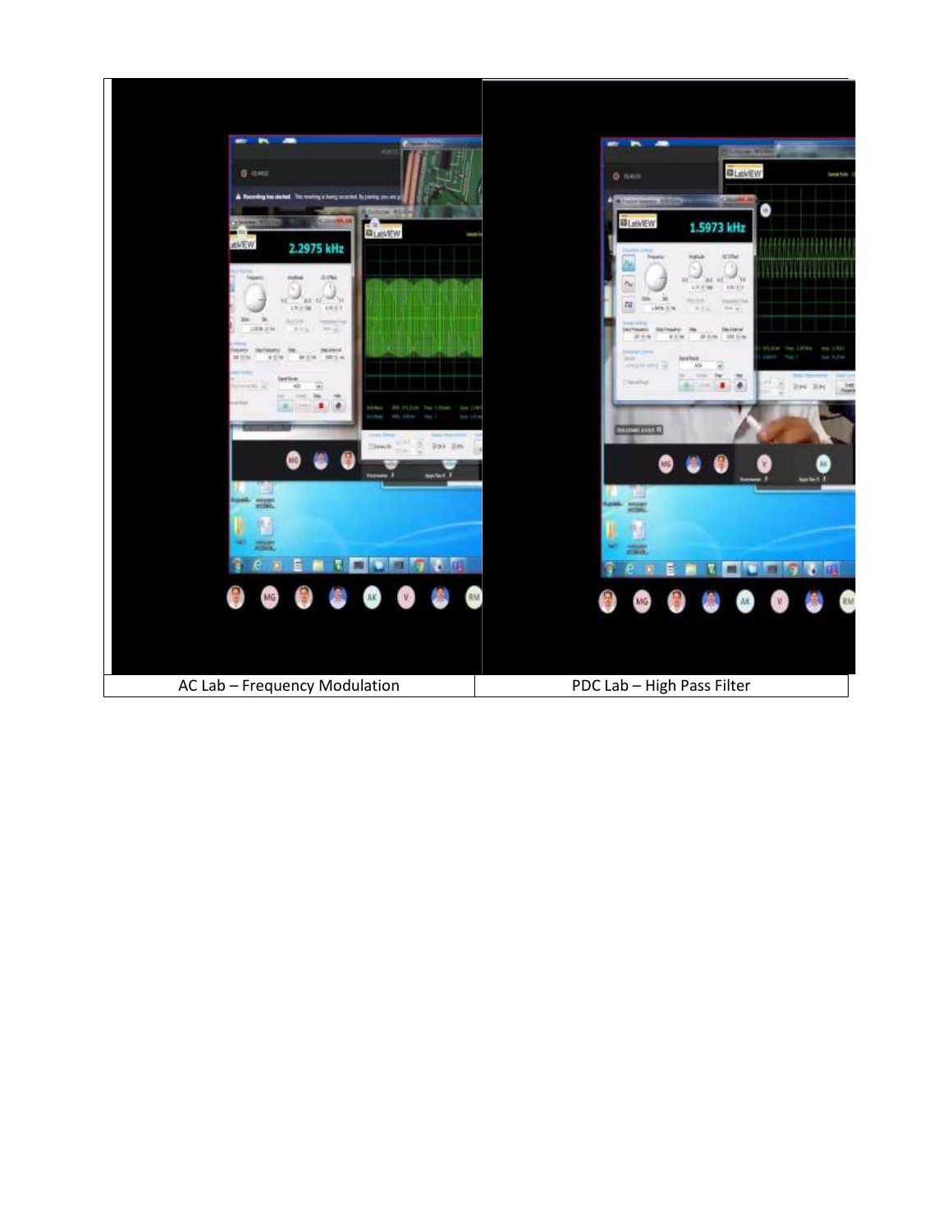| AC Lab – Frequency Modulation | PDC Lab – High Pass Filter |
| --- | --- |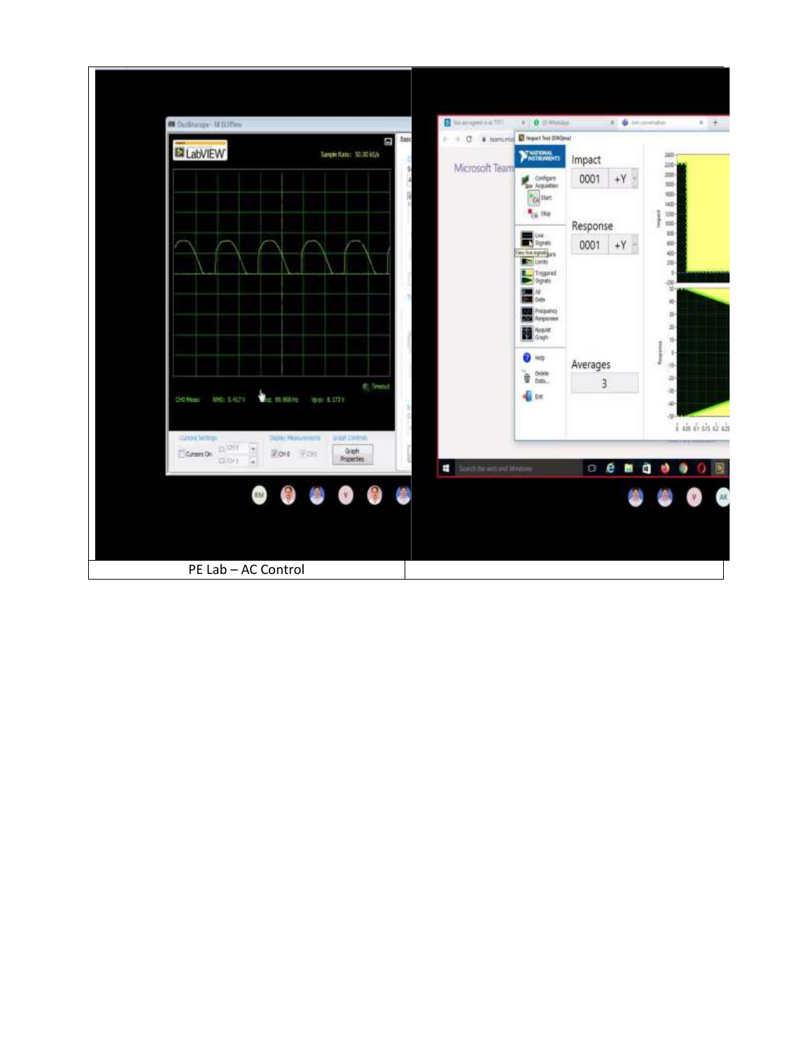| PE Lab – AC Control | |
|---|---|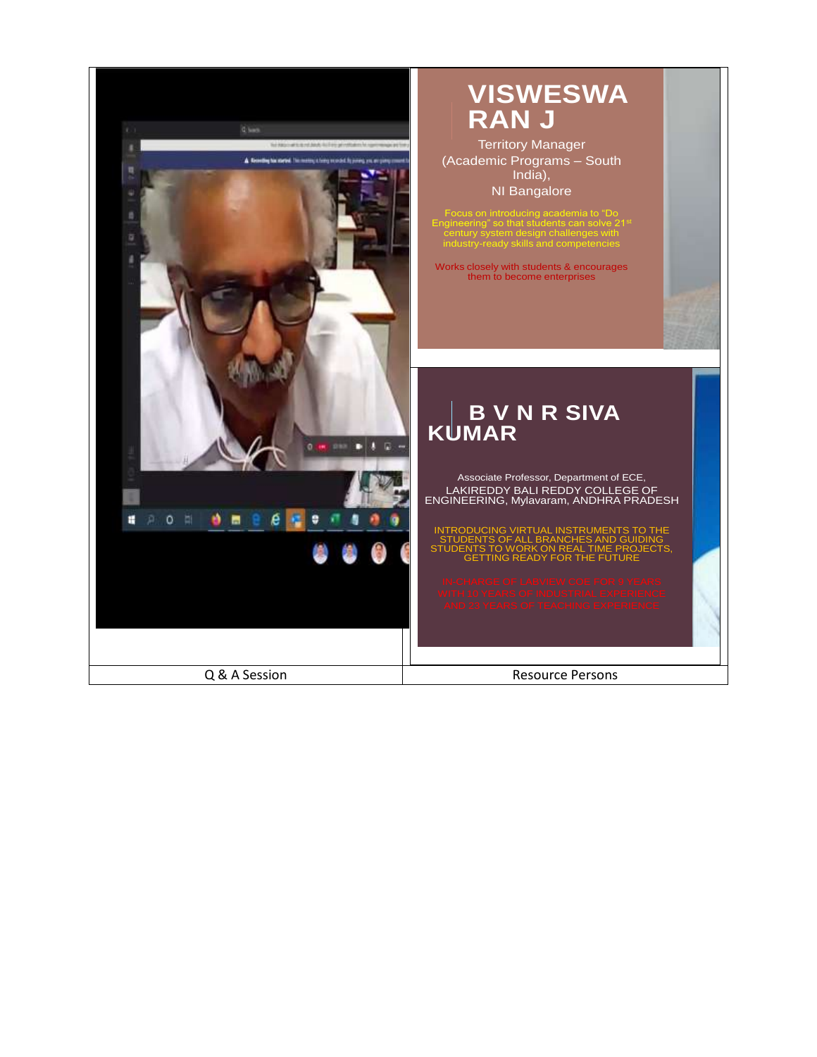| | |
|---|---|
| | **VISWESWARAN J**<br>Territory Manager<br>(Academic Programs – South India),<br>NI Bangalore<br>Focus on introducing academia to "Do Engineering" so that students can solve 21st century system design challenges with industry-ready skills and competencies<br>Works closely with students & encourages them to become enterprises<br><br>**B V N R SIVA KUMAR**<br>Associate Professor, Department of ECE,<br>LAKIREDDY BALI REDDY COLLEGE OF ENGINEERING, Mylavaram, ANDHRA PRADESH<br>INTRODUCING VIRTUAL INSTRUMENTS TO THE STUDENTS OF ALL BRANCHES AND GUIDING STUDENTS TO WORK ON REAL TIME PROJECTS, GETTING READY FOR THE FUTURE<br>IN-CHARGE OF LABVIEW COE FOR 9 YEARS WITH 10 YEARS OF INDUSTRIAL EXPERIENCE AND 23 YEARS OF TEACHING EXPERIENCE |
| Q & A Session | Resource Persons |